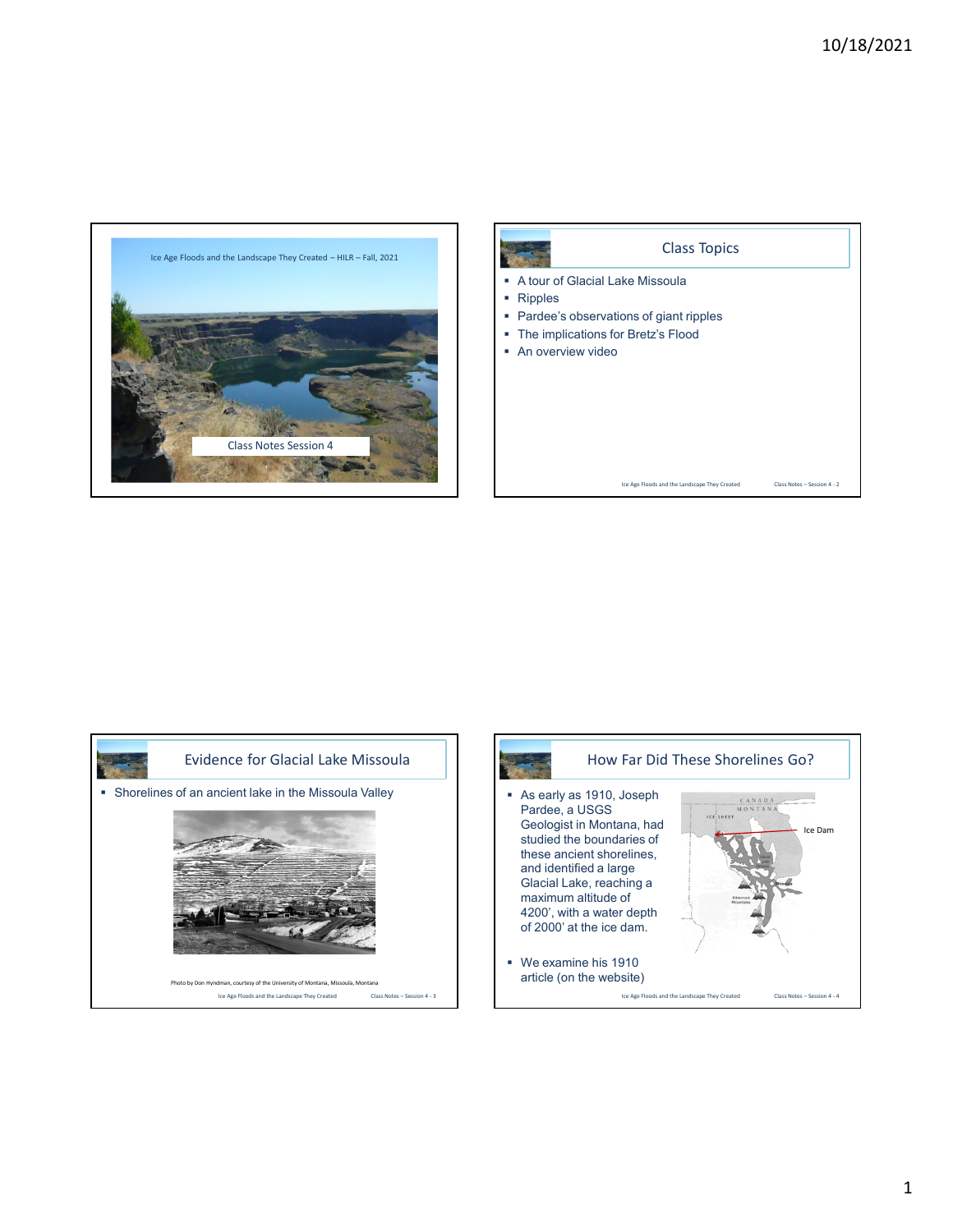Ice Age Floods and the Landscape They Created – HILR – Fall, 2021

Class Notes Session 4

## Class Topics

- A tour of Glacial Lake Missoula
- Ripples
- Pardee's observations of giant ripples
- The implications for Bretz's Flood
- An overview video

## Evidence for Glacial Lake Missoula

- Shorelines of an ancient lake in the Missoula Valley

Photo by Don Hyndman, courtesy of the University of Montana, Missoula, Montana

## How Far Did These Shorelines Go?

- As early as 1910, Joseph Pardee, a USGS Geologist in Montana, had studied the boundaries of these ancient shorelines, and identified a large Glacial Lake, reaching a maximum altitude of 4200', with a water depth of 2000' at the ice dam.
- We examine his 1910 article (on the website)

CANADA
MONTANA
ICE SHEET
Ice Dam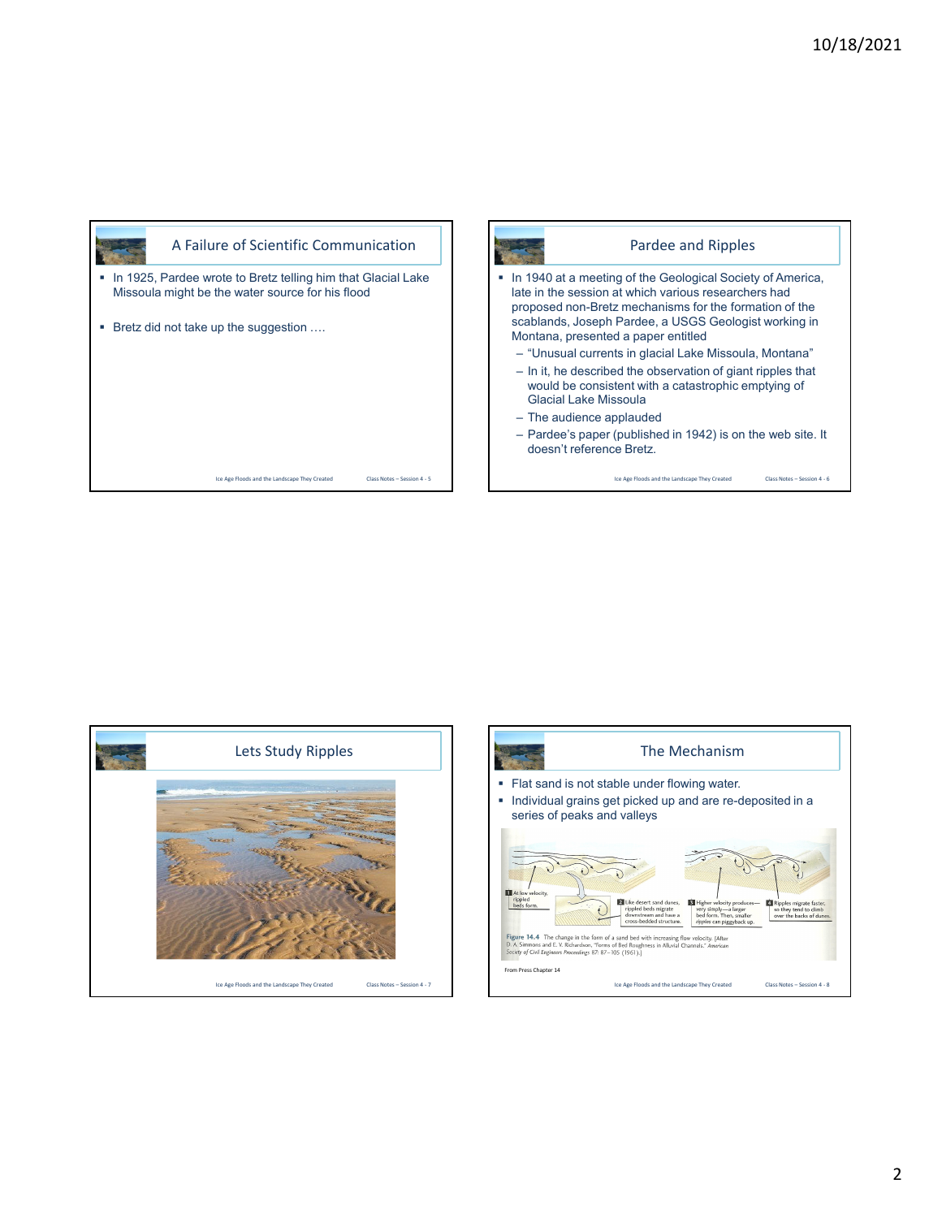## A Failure of Scientific Communication

- In 1925, Pardee wrote to Bretz telling him that Glacial Lake Missoula might be the water source for his flood
- Bretz did not take up the suggestion ….

## Pardee and Ripples

- In 1940 at a meeting of the Geological Society of America, late in the session at which various researchers had proposed non-Bretz mechanisms for the formation of the scablands, Joseph Pardee, a USGS Geologist working in Montana, presented a paper entitled
  - "Unusual currents in glacial Lake Missoula, Montana"
  - In it, he described the observation of giant ripples that would be consistent with a catastrophic emptying of Glacial Lake Missoula
  - The audience applauded
  - Pardee's paper (published in 1942) is on the web site. It doesn't reference Bretz.

## Lets Study Ripples

## The Mechanism

- Flat sand is not stable under flowing water.
- Individual grains get picked up and are re-deposited in a series of peaks and valleys

1 At low velocity, rippled beds form.
2 Like desert sand dunes, rippled beds migrate downstream and have a cross-bedded structure.
3 Higher velocity produces—very simply—a larger bed form. Then, smaller ripples can piggyback up.
4 Ripples migrate faster, so they tend to climb over the backs of dunes.

Figure 14.4 The change in the form of a sand bed with increasing flow velocity. [After D. A. Simmons and E. V. Richardson, "Forms of Bed Roughness in Alluvial Channels." *American Society of Civil Engineers Proceedings* 87: 87–105 (1961).]

From Press Chapter 14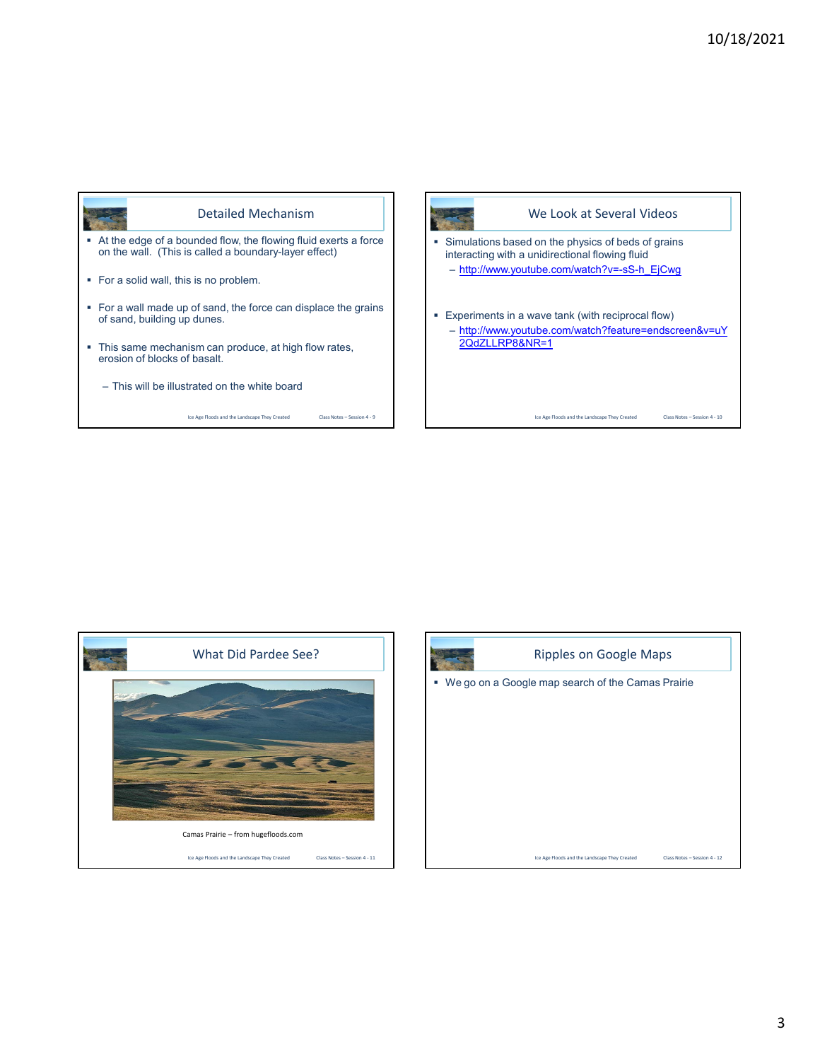## Detailed Mechanism

- At the edge of a bounded flow, the flowing fluid exerts a force on the wall. (This is called a boundary-layer effect)
- For a solid wall, this is no problem.
- For a wall made up of sand, the force can displace the grains of sand, building up dunes.
- This same mechanism can produce, at high flow rates, erosion of blocks of basalt.
  - This will be illustrated on the white board

## We Look at Several Videos

- Simulations based on the physics of beds of grains interacting with a unidirectional flowing fluid
  - http://www.youtube.com/watch?v=-sS-h_EjCwg
- Experiments in a wave tank (with reciprocal flow)
  - http://www.youtube.com/watch?feature=endscreen&v=uY2QdZLLRP8&NR=1

## What Did Pardee See?

Camas Prairie – from hugefloods.com

## Ripples on Google Maps

- We go on a Google map search of the Camas Prairie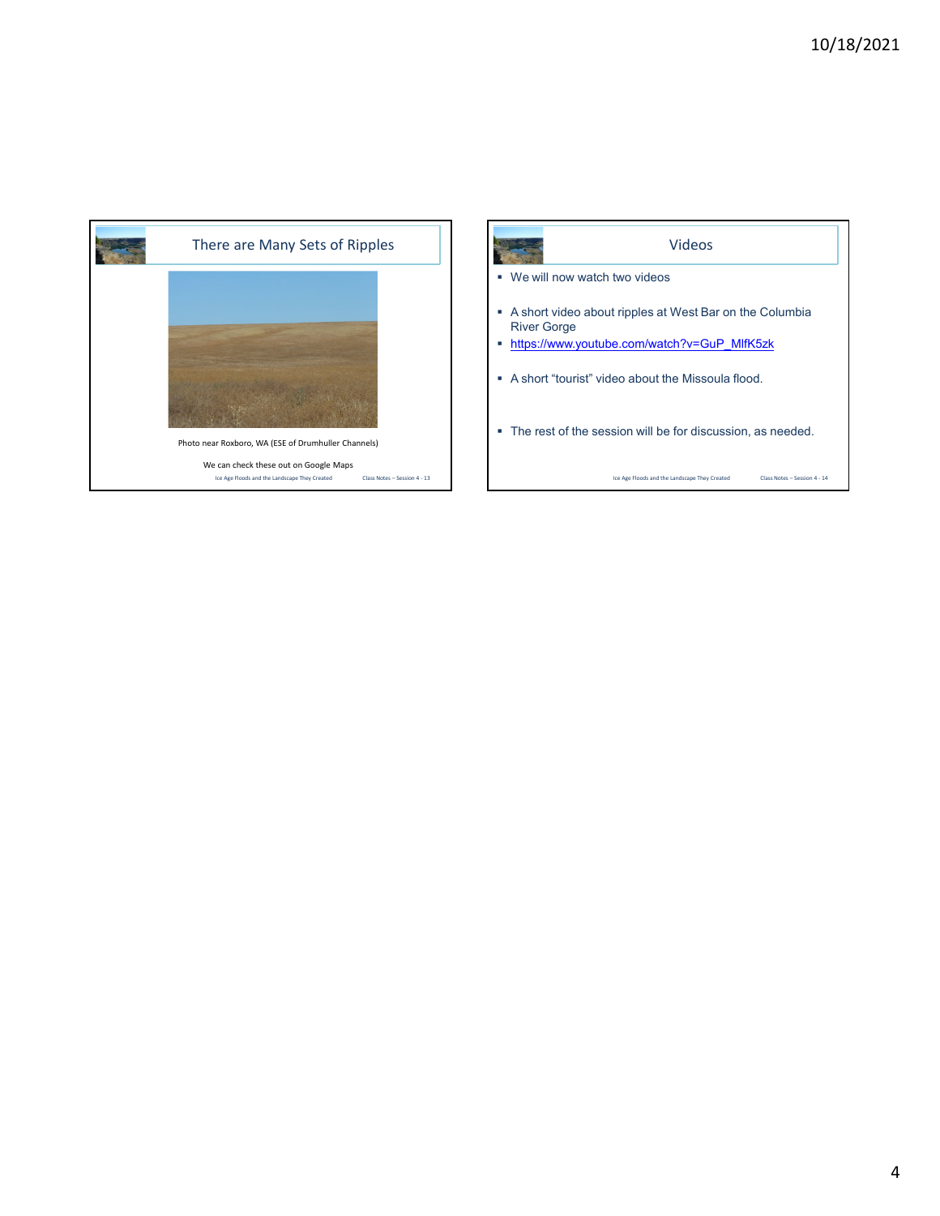## There are Many Sets of Ripples

Photo near Roxboro, WA (ESE of Drumhuller Channels)

We can check these out on Google Maps

## Videos

- We will now watch two videos
- A short video about ripples at West Bar on the Columbia River Gorge
- https://www.youtube.com/watch?v=GuP_MlfK5zk
- A short "tourist" video about the Missoula flood.
- The rest of the session will be for discussion, as needed.